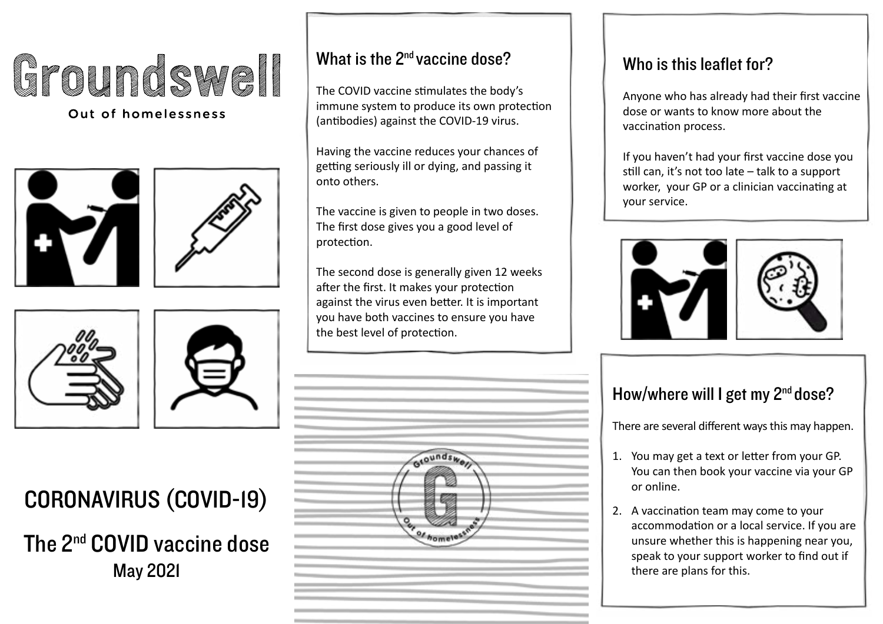# Groundswell

Out of homelessness

## CORONAVIRUS (COVID-19)

## The 2nd COVID vaccine dose

May 2021

## What is the 2nd vaccine dose?

The COVID vaccine stimulates the body's immune system to produce its own protection (antibodies) against the COVID-19 virus.

Having the vaccine reduces your chances of getting seriously ill or dying, and passing it onto others.

The vaccine is given to people in two doses. The first dose gives you a good level of protection.

The second dose is generally given 12 weeks after the first. It makes your protection against the virus even better. It is important you have both vaccines to ensure you have the best level of protection.

## Who is this leaflet for?

Anyone who has already had their first vaccine dose or wants to know more about the vaccination process.

If you haven't had your first vaccine dose you still can, it's not too late – talk to a support worker, your GP or a clinician vaccinating at your service.

## How/where will I get my 2nd dose?

There are several different ways this may happen.

1. You may get a text or letter from your GP. You can then book your vaccine via your GP or online.
2. A vaccination team may come to your accommodation or a local service. If you are unsure whether this is happening near you, speak to your support worker to find out if there are plans for this.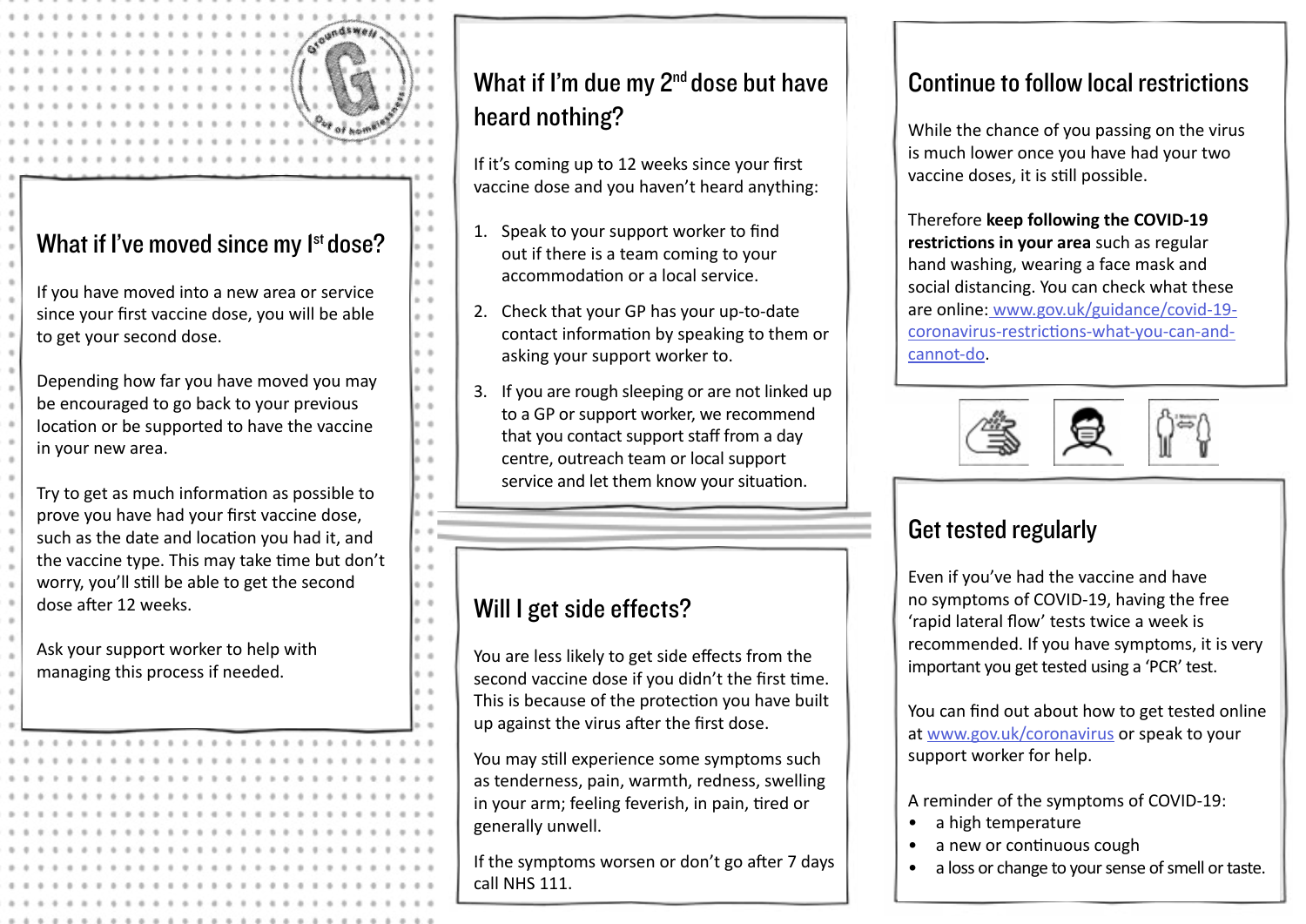## What if I've moved since my 1st dose?

If you have moved into a new area or service since your first vaccine dose, you will be able to get your second dose.

Depending how far you have moved you may be encouraged to go back to your previous location or be supported to have the vaccine in your new area.

Try to get as much information as possible to prove you have had your first vaccine dose, such as the date and location you had it, and the vaccine type. This may take time but don't worry, you'll still be able to get the second dose after 12 weeks.

Ask your support worker to help with managing this process if needed.

## What if I'm due my 2nd dose but have heard nothing?

If it's coming up to 12 weeks since your first vaccine dose and you haven't heard anything:

1. Speak to your support worker to find out if there is a team coming to your accommodation or a local service.
2. Check that your GP has your up-to-date contact information by speaking to them or asking your support worker to.
3. If you are rough sleeping or are not linked up to a GP or support worker, we recommend that you contact support staff from a day centre, outreach team or local support service and let them know your situation.

## Will I get side effects?

You are less likely to get side effects from the second vaccine dose if you didn't the first time. This is because of the protection you have built up against the virus after the first dose.

You may still experience some symptoms such as tenderness, pain, warmth, redness, swelling in your arm; feeling feverish, in pain, tired or generally unwell.

If the symptoms worsen or don't go after 7 days call NHS 111.

## Continue to follow local restrictions

While the chance of you passing on the virus is much lower once you have had your two vaccine doses, it is still possible.

Therefore **keep following the COVID-19 restrictions in your area** such as regular hand washing, wearing a face mask and social distancing. You can check what these are online: www.gov.uk/guidance/covid-19-coronavirus-restrictions-what-you-can-and-cannot-do.

## Get tested regularly

Even if you've had the vaccine and have no symptoms of COVID-19, having the free 'rapid lateral flow' tests twice a week is recommended. If you have symptoms, it is very important you get tested using a 'PCR' test.

You can find out about how to get tested online at www.gov.uk/coronavirus or speak to your support worker for help.

A reminder of the symptoms of COVID-19:

- a high temperature
- a new or continuous cough
- a loss or change to your sense of smell or taste.